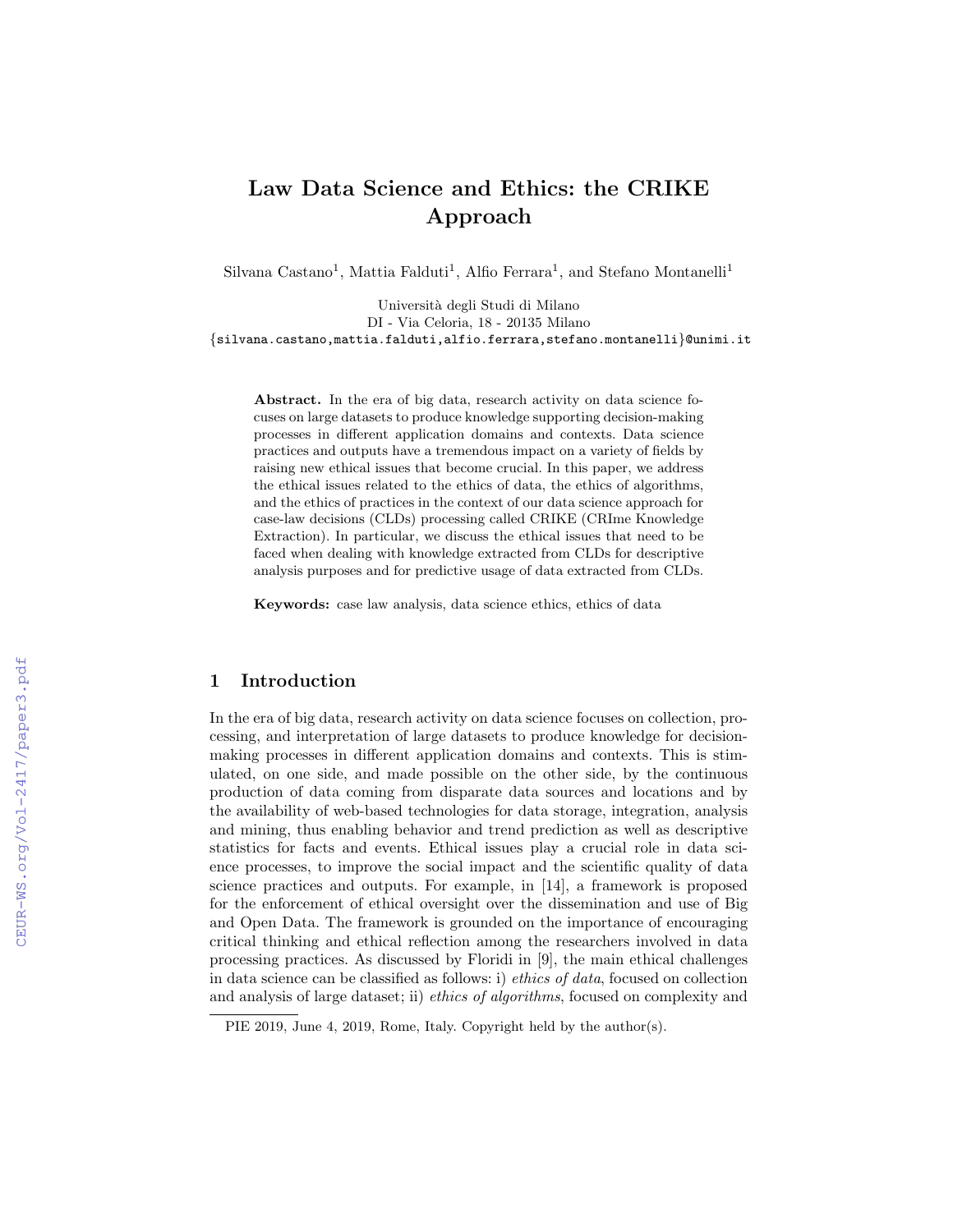# Law Data Science and Ethics: the CRIKE Approach

Silvana Castano[1], Mattia Falduti[1], Alfio Ferrara[1], and Stefano Montanelli[1]

Università degli Studi di Milano
DI - Via Celoria, 18 - 20135 Milano
{silvana.castano,mattia.falduti,alfio.ferrara,stefano.montanelli}@unimi.it

**Abstract.** In the era of big data, research activity on data science focuses on large datasets to produce knowledge supporting decision-making processes in different application domains and contexts. Data science practices and outputs have a tremendous impact on a variety of fields by raising new ethical issues that become crucial. In this paper, we address the ethical issues related to the ethics of data, the ethics of algorithms, and the ethics of practices in the context of our data science approach for case-law decisions (CLDs) processing called CRIKE (CRIme Knowledge Extraction). In particular, we discuss the ethical issues that need to be faced when dealing with knowledge extracted from CLDs for descriptive analysis purposes and for predictive usage of data extracted from CLDs.

**Keywords:** case law analysis, data science ethics, ethics of data

## 1 Introduction

In the era of big data, research activity on data science focuses on collection, processing, and interpretation of large datasets to produce knowledge for decision-making processes in different application domains and contexts. This is stimulated, on one side, and made possible on the other side, by the continuous production of data coming from disparate data sources and locations and by the availability of web-based technologies for data storage, integration, analysis and mining, thus enabling behavior and trend prediction as well as descriptive statistics for facts and events. Ethical issues play a crucial role in data science processes, to improve the social impact and the scientific quality of data science practices and outputs. For example, in [14], a framework is proposed for the enforcement of ethical oversight over the dissemination and use of Big and Open Data. The framework is grounded on the importance of encouraging critical thinking and ethical reflection among the researchers involved in data processing practices. As discussed by Floridi in [9], the main ethical challenges in data science can be classified as follows: i) *ethics of data*, focused on collection and analysis of large dataset; ii) *ethics of algorithms*, focused on complexity and

PIE 2019, June 4, 2019, Rome, Italy. Copyright held by the author(s).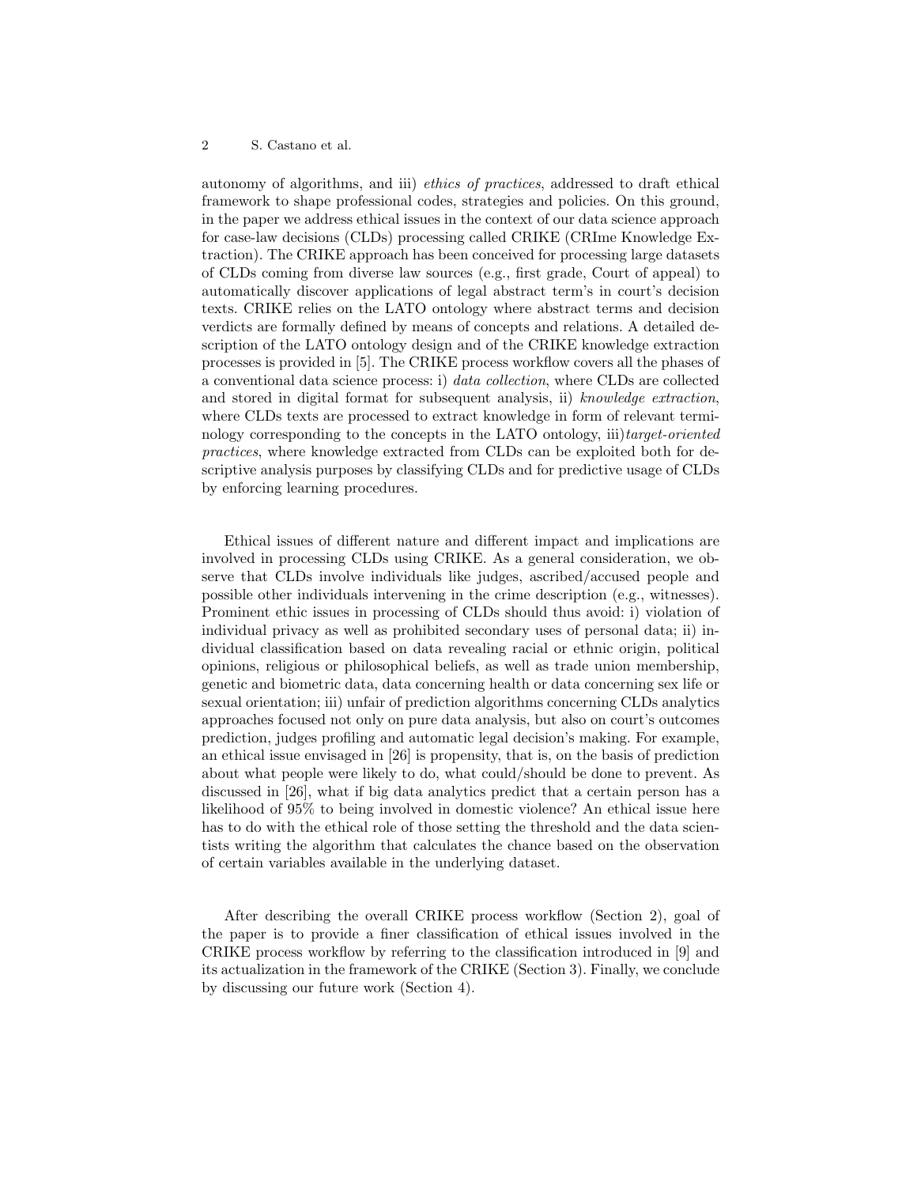autonomy of algorithms, and iii) *ethics of practices*, addressed to draft ethical framework to shape professional codes, strategies and policies. On this ground, in the paper we address ethical issues in the context of our data science approach for case-law decisions (CLDs) processing called CRIKE (CRIme Knowledge Extraction). The CRIKE approach has been conceived for processing large datasets of CLDs coming from diverse law sources (e.g., first grade, Court of appeal) to automatically discover applications of legal abstract term's in court's decision texts. CRIKE relies on the LATO ontology where abstract terms and decision verdicts are formally defined by means of concepts and relations. A detailed description of the LATO ontology design and of the CRIKE knowledge extraction processes is provided in [5]. The CRIKE process workflow covers all the phases of a conventional data science process: i) *data collection*, where CLDs are collected and stored in digital format for subsequent analysis, ii) *knowledge extraction*, where CLDs texts are processed to extract knowledge in form of relevant terminology corresponding to the concepts in the LATO ontology, iii)*target-oriented practices*, where knowledge extracted from CLDs can be exploited both for descriptive analysis purposes by classifying CLDs and for predictive usage of CLDs by enforcing learning procedures.

Ethical issues of different nature and different impact and implications are involved in processing CLDs using CRIKE. As a general consideration, we observe that CLDs involve individuals like judges, ascribed/accused people and possible other individuals intervening in the crime description (e.g., witnesses). Prominent ethic issues in processing of CLDs should thus avoid: i) violation of individual privacy as well as prohibited secondary uses of personal data; ii) individual classification based on data revealing racial or ethnic origin, political opinions, religious or philosophical beliefs, as well as trade union membership, genetic and biometric data, data concerning health or data concerning sex life or sexual orientation; iii) unfair of prediction algorithms concerning CLDs analytics approaches focused not only on pure data analysis, but also on court's outcomes prediction, judges profiling and automatic legal decision's making. For example, an ethical issue envisaged in [26] is propensity, that is, on the basis of prediction about what people were likely to do, what could/should be done to prevent. As discussed in [26], what if big data analytics predict that a certain person has a likelihood of 95% to being involved in domestic violence? An ethical issue here has to do with the ethical role of those setting the threshold and the data scientists writing the algorithm that calculates the chance based on the observation of certain variables available in the underlying dataset.

After describing the overall CRIKE process workflow (Section 2), goal of the paper is to provide a finer classification of ethical issues involved in the CRIKE process workflow by referring to the classification introduced in [9] and its actualization in the framework of the CRIKE (Section 3). Finally, we conclude by discussing our future work (Section 4).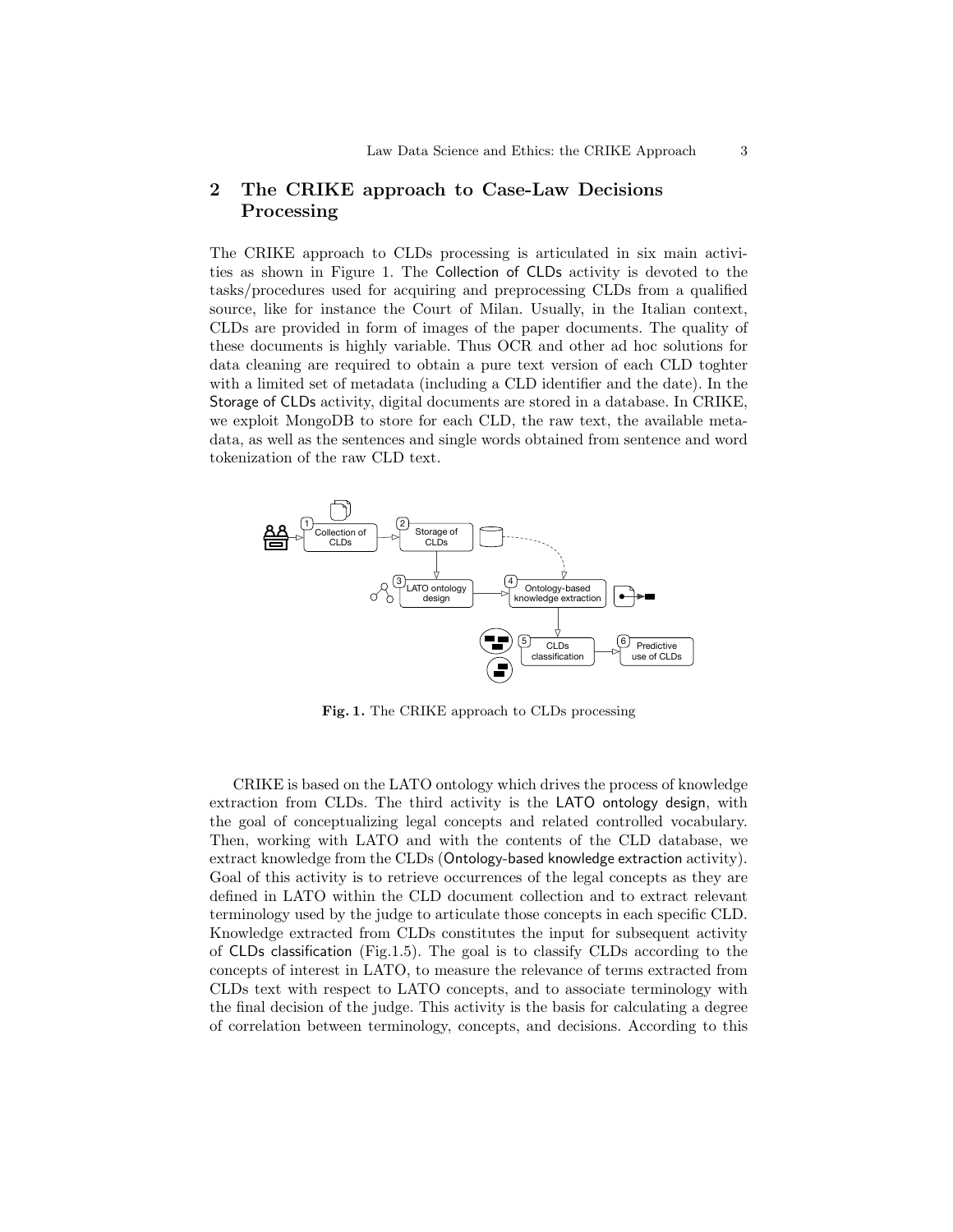## 2 The CRIKE approach to Case-Law Decisions Processing

The CRIKE approach to CLDs processing is articulated in six main activities as shown in Figure 1. The Collection of CLDs activity is devoted to the tasks/procedures used for acquiring and preprocessing CLDs from a qualified source, like for instance the Court of Milan. Usually, in the Italian context, CLDs are provided in form of images of the paper documents. The quality of these documents is highly variable. Thus OCR and other ad hoc solutions for data cleaning are required to obtain a pure text version of each CLD toghter with a limited set of metadata (including a CLD identifier and the date). In the Storage of CLDs activity, digital documents are stored in a database. In CRIKE, we exploit MongoDB to store for each CLD, the raw text, the available metadata, as well as the sentences and single words obtained from sentence and word tokenization of the raw CLD text.

**Fig. 1.** The CRIKE approach to CLDs processing

CRIKE is based on the LATO ontology which drives the process of knowledge extraction from CLDs. The third activity is the LATO ontology design, with the goal of conceptualizing legal concepts and related controlled vocabulary. Then, working with LATO and with the contents of the CLD database, we extract knowledge from the CLDs (Ontology-based knowledge extraction activity). Goal of this activity is to retrieve occurrences of the legal concepts as they are defined in LATO within the CLD document collection and to extract relevant terminology used by the judge to articulate those concepts in each specific CLD. Knowledge extracted from CLDs constitutes the input for subsequent activity of CLDs classification (Fig.1.5). The goal is to classify CLDs according to the concepts of interest in LATO, to measure the relevance of terms extracted from CLDs text with respect to LATO concepts, and to associate terminology with the final decision of the judge. This activity is the basis for calculating a degree of correlation between terminology, concepts, and decisions. According to this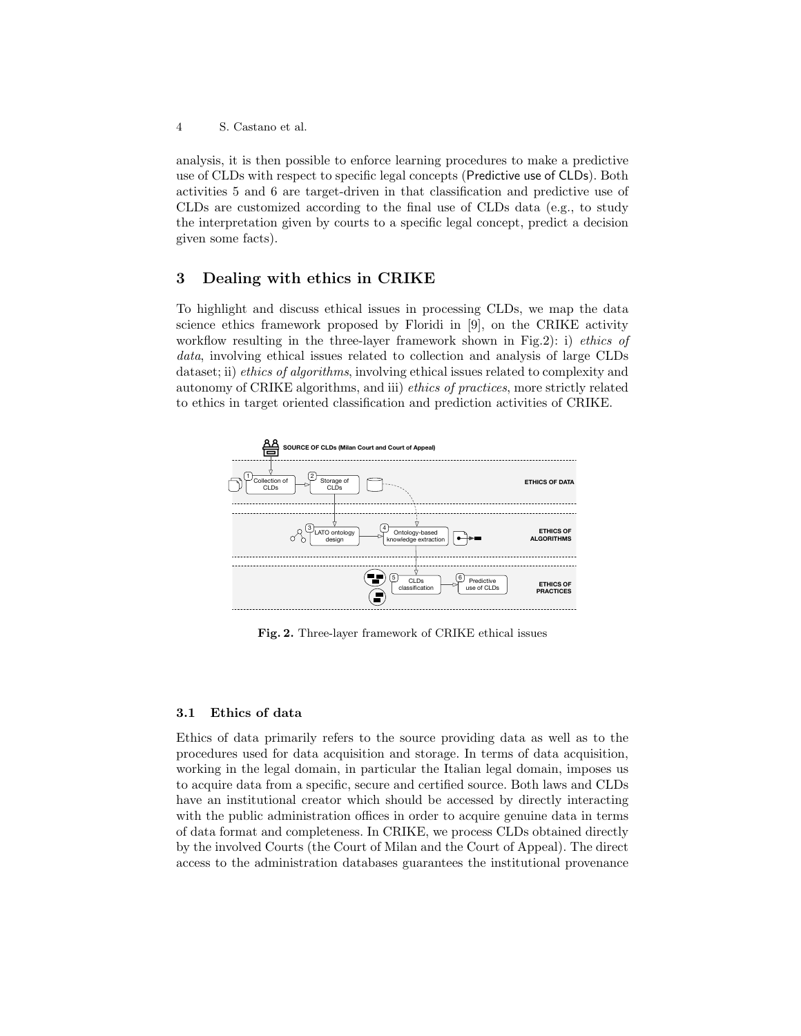analysis, it is then possible to enforce learning procedures to make a predictive use of CLDs with respect to specific legal concepts (Predictive use of CLDs). Both activities 5 and 6 are target-driven in that classification and predictive use of CLDs are customized according to the final use of CLDs data (e.g., to study the interpretation given by courts to a specific legal concept, predict a decision given some facts).

## 3 Dealing with ethics in CRIKE

To highlight and discuss ethical issues in processing CLDs, we map the data science ethics framework proposed by Floridi in [9], on the CRIKE activity workflow resulting in the three-layer framework shown in Fig.2): i) *ethics of data*, involving ethical issues related to collection and analysis of large CLDs dataset; ii) *ethics of algorithms*, involving ethical issues related to complexity and autonomy of CRIKE algorithms, and iii) *ethics of practices*, more strictly related to ethics in target oriented classification and prediction activities of CRIKE.

**Fig. 2.** Three-layer framework of CRIKE ethical issues

### 3.1 Ethics of data

Ethics of data primarily refers to the source providing data as well as to the procedures used for data acquisition and storage. In terms of data acquisition, working in the legal domain, in particular the Italian legal domain, imposes us to acquire data from a specific, secure and certified source. Both laws and CLDs have an institutional creator which should be accessed by directly interacting with the public administration offices in order to acquire genuine data in terms of data format and completeness. In CRIKE, we process CLDs obtained directly by the involved Courts (the Court of Milan and the Court of Appeal). The direct access to the administration databases guarantees the institutional provenance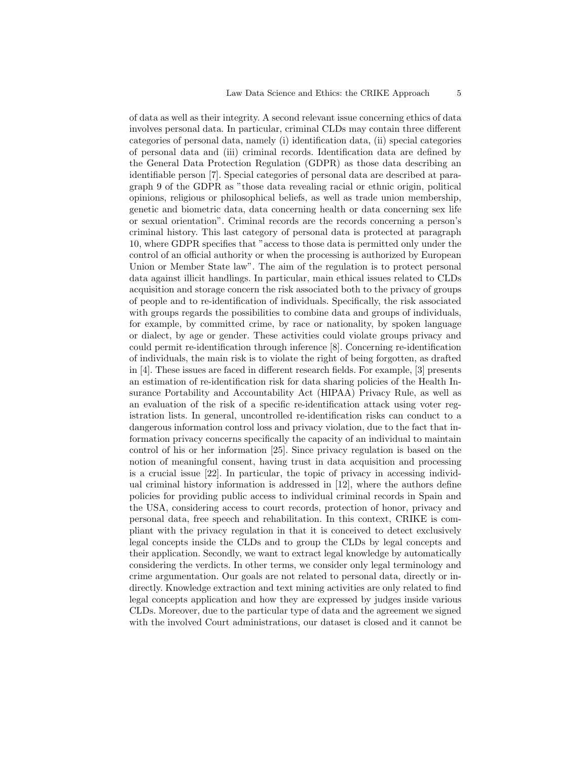of data as well as their integrity. A second relevant issue concerning ethics of data involves personal data. In particular, criminal CLDs may contain three different categories of personal data, namely (i) identification data, (ii) special categories of personal data and (iii) criminal records. Identification data are defined by the General Data Protection Regulation (GDPR) as those data describing an identifiable person [7]. Special categories of personal data are described at paragraph 9 of the GDPR as "those data revealing racial or ethnic origin, political opinions, religious or philosophical beliefs, as well as trade union membership, genetic and biometric data, data concerning health or data concerning sex life or sexual orientation". Criminal records are the records concerning a person's criminal history. This last category of personal data is protected at paragraph 10, where GDPR specifies that "access to those data is permitted only under the control of an official authority or when the processing is authorized by European Union or Member State law". The aim of the regulation is to protect personal data against illicit handlings. In particular, main ethical issues related to CLDs acquisition and storage concern the risk associated both to the privacy of groups of people and to re-identification of individuals. Specifically, the risk associated with groups regards the possibilities to combine data and groups of individuals, for example, by committed crime, by race or nationality, by spoken language or dialect, by age or gender. These activities could violate groups privacy and could permit re-identification through inference [8]. Concerning re-identification of individuals, the main risk is to violate the right of being forgotten, as drafted in [4]. These issues are faced in different research fields. For example, [3] presents an estimation of re-identification risk for data sharing policies of the Health Insurance Portability and Accountability Act (HIPAA) Privacy Rule, as well as an evaluation of the risk of a specific re-identification attack using voter registration lists. In general, uncontrolled re-identification risks can conduct to a dangerous information control loss and privacy violation, due to the fact that information privacy concerns specifically the capacity of an individual to maintain control of his or her information [25]. Since privacy regulation is based on the notion of meaningful consent, having trust in data acquisition and processing is a crucial issue [22]. In particular, the topic of privacy in accessing individual criminal history information is addressed in [12], where the authors define policies for providing public access to individual criminal records in Spain and the USA, considering access to court records, protection of honor, privacy and personal data, free speech and rehabilitation. In this context, CRIKE is compliant with the privacy regulation in that it is conceived to detect exclusively legal concepts inside the CLDs and to group the CLDs by legal concepts and their application. Secondly, we want to extract legal knowledge by automatically considering the verdicts. In other terms, we consider only legal terminology and crime argumentation. Our goals are not related to personal data, directly or indirectly. Knowledge extraction and text mining activities are only related to find legal concepts application and how they are expressed by judges inside various CLDs. Moreover, due to the particular type of data and the agreement we signed with the involved Court administrations, our dataset is closed and it cannot be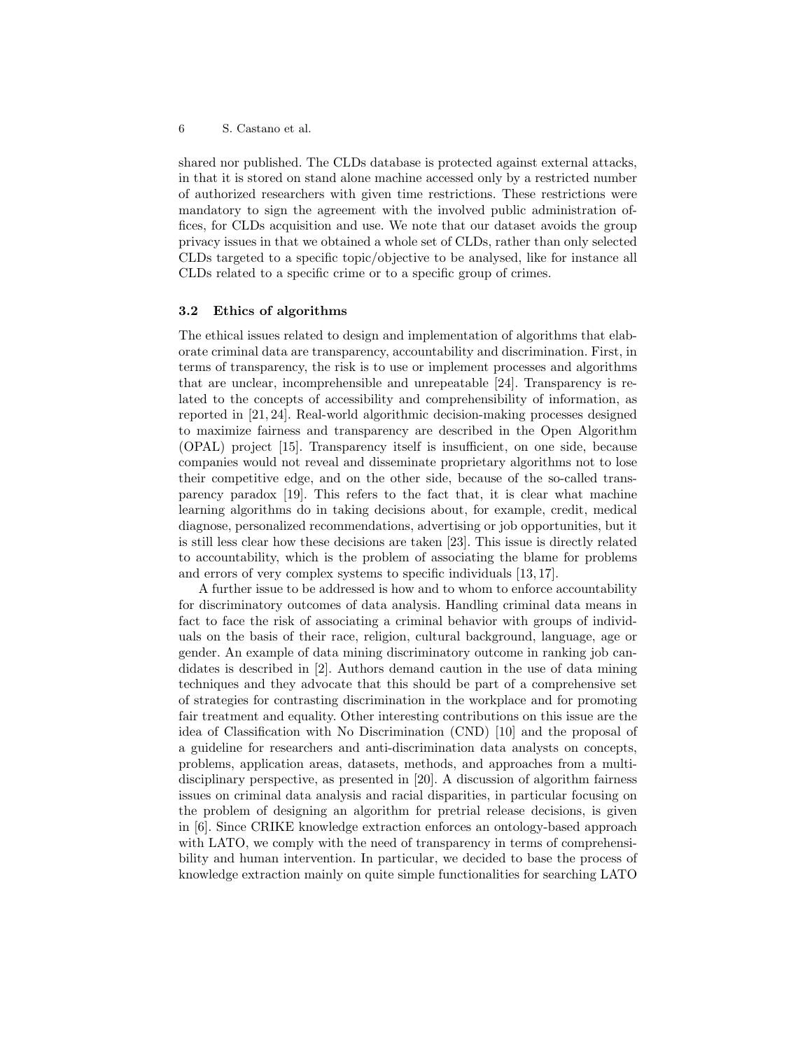shared nor published. The CLDs database is protected against external attacks, in that it is stored on stand alone machine accessed only by a restricted number of authorized researchers with given time restrictions. These restrictions were mandatory to sign the agreement with the involved public administration offices, for CLDs acquisition and use. We note that our dataset avoids the group privacy issues in that we obtained a whole set of CLDs, rather than only selected CLDs targeted to a specific topic/objective to be analysed, like for instance all CLDs related to a specific crime or to a specific group of crimes.

### 3.2 Ethics of algorithms

The ethical issues related to design and implementation of algorithms that elaborate criminal data are transparency, accountability and discrimination. First, in terms of transparency, the risk is to use or implement processes and algorithms that are unclear, incomprehensible and unrepeatable [24]. Transparency is related to the concepts of accessibility and comprehensibility of information, as reported in [21, 24]. Real-world algorithmic decision-making processes designed to maximize fairness and transparency are described in the Open Algorithm (OPAL) project [15]. Transparency itself is insufficient, on one side, because companies would not reveal and disseminate proprietary algorithms not to lose their competitive edge, and on the other side, because of the so-called transparency paradox [19]. This refers to the fact that, it is clear what machine learning algorithms do in taking decisions about, for example, credit, medical diagnose, personalized recommendations, advertising or job opportunities, but it is still less clear how these decisions are taken [23]. This issue is directly related to accountability, which is the problem of associating the blame for problems and errors of very complex systems to specific individuals [13, 17].

A further issue to be addressed is how and to whom to enforce accountability for discriminatory outcomes of data analysis. Handling criminal data means in fact to face the risk of associating a criminal behavior with groups of individuals on the basis of their race, religion, cultural background, language, age or gender. An example of data mining discriminatory outcome in ranking job candidates is described in [2]. Authors demand caution in the use of data mining techniques and they advocate that this should be part of a comprehensive set of strategies for contrasting discrimination in the workplace and for promoting fair treatment and equality. Other interesting contributions on this issue are the idea of Classification with No Discrimination (CND) [10] and the proposal of a guideline for researchers and anti-discrimination data analysts on concepts, problems, application areas, datasets, methods, and approaches from a multidisciplinary perspective, as presented in [20]. A discussion of algorithm fairness issues on criminal data analysis and racial disparities, in particular focusing on the problem of designing an algorithm for pretrial release decisions, is given in [6]. Since CRIKE knowledge extraction enforces an ontology-based approach with LATO, we comply with the need of transparency in terms of comprehensibility and human intervention. In particular, we decided to base the process of knowledge extraction mainly on quite simple functionalities for searching LATO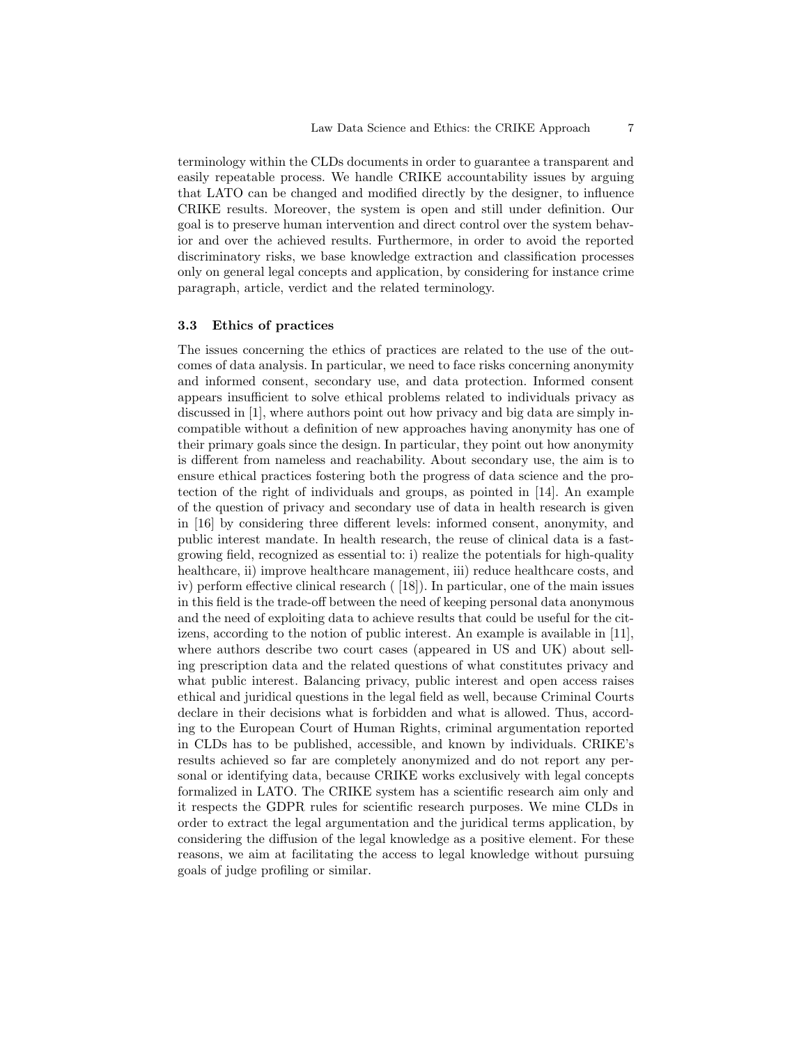terminology within the CLDs documents in order to guarantee a transparent and easily repeatable process. We handle CRIKE accountability issues by arguing that LATO can be changed and modified directly by the designer, to influence CRIKE results. Moreover, the system is open and still under definition. Our goal is to preserve human intervention and direct control over the system behavior and over the achieved results. Furthermore, in order to avoid the reported discriminatory risks, we base knowledge extraction and classification processes only on general legal concepts and application, by considering for instance crime paragraph, article, verdict and the related terminology.

### 3.3 Ethics of practices

The issues concerning the ethics of practices are related to the use of the outcomes of data analysis. In particular, we need to face risks concerning anonymity and informed consent, secondary use, and data protection. Informed consent appears insufficient to solve ethical problems related to individuals privacy as discussed in [1], where authors point out how privacy and big data are simply incompatible without a definition of new approaches having anonymity has one of their primary goals since the design. In particular, they point out how anonymity is different from nameless and reachability. About secondary use, the aim is to ensure ethical practices fostering both the progress of data science and the protection of the right of individuals and groups, as pointed in [14]. An example of the question of privacy and secondary use of data in health research is given in [16] by considering three different levels: informed consent, anonymity, and public interest mandate. In health research, the reuse of clinical data is a fast-growing field, recognized as essential to: i) realize the potentials for high-quality healthcare, ii) improve healthcare management, iii) reduce healthcare costs, and iv) perform effective clinical research ( [18]). In particular, one of the main issues in this field is the trade-off between the need of keeping personal data anonymous and the need of exploiting data to achieve results that could be useful for the citizens, according to the notion of public interest. An example is available in [11], where authors describe two court cases (appeared in US and UK) about selling prescription data and the related questions of what constitutes privacy and what public interest. Balancing privacy, public interest and open access raises ethical and juridical questions in the legal field as well, because Criminal Courts declare in their decisions what is forbidden and what is allowed. Thus, according to the European Court of Human Rights, criminal argumentation reported in CLDs has to be published, accessible, and known by individuals. CRIKE's results achieved so far are completely anonymized and do not report any personal or identifying data, because CRIKE works exclusively with legal concepts formalized in LATO. The CRIKE system has a scientific research aim only and it respects the GDPR rules for scientific research purposes. We mine CLDs in order to extract the legal argumentation and the juridical terms application, by considering the diffusion of the legal knowledge as a positive element. For these reasons, we aim at facilitating the access to legal knowledge without pursuing goals of judge profiling or similar.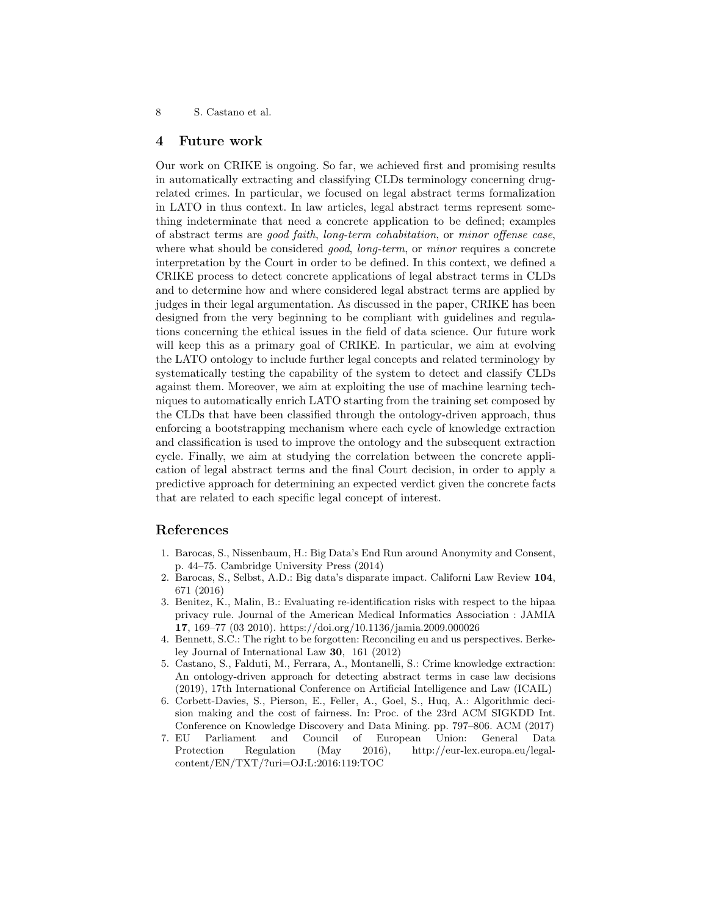## 4 Future work

Our work on CRIKE is ongoing. So far, we achieved first and promising results in automatically extracting and classifying CLDs terminology concerning drug-related crimes. In particular, we focused on legal abstract terms formalization in LATO in thus context. In law articles, legal abstract terms represent something indeterminate that need a concrete application to be defined; examples of abstract terms are *good faith*, *long-term cohabitation*, or *minor offense case*, where what should be considered *good*, *long-term*, or *minor* requires a concrete interpretation by the Court in order to be defined. In this context, we defined a CRIKE process to detect concrete applications of legal abstract terms in CLDs and to determine how and where considered legal abstract terms are applied by judges in their legal argumentation. As discussed in the paper, CRIKE has been designed from the very beginning to be compliant with guidelines and regulations concerning the ethical issues in the field of data science. Our future work will keep this as a primary goal of CRIKE. In particular, we aim at evolving the LATO ontology to include further legal concepts and related terminology by systematically testing the capability of the system to detect and classify CLDs against them. Moreover, we aim at exploiting the use of machine learning techniques to automatically enrich LATO starting from the training set composed by the CLDs that have been classified through the ontology-driven approach, thus enforcing a bootstrapping mechanism where each cycle of knowledge extraction and classification is used to improve the ontology and the subsequent extraction cycle. Finally, we aim at studying the correlation between the concrete application of legal abstract terms and the final Court decision, in order to apply a predictive approach for determining an expected verdict given the concrete facts that are related to each specific legal concept of interest.

## References

1. Barocas, S., Nissenbaum, H.: Big Data's End Run around Anonymity and Consent, p. 44–75. Cambridge University Press (2014)
2. Barocas, S., Selbst, A.D.: Big data's disparate impact. Californi Law Review **104**, 671 (2016)
3. Benitez, K., Malin, B.: Evaluating re-identification risks with respect to the hipaa privacy rule. Journal of the American Medical Informatics Association : JAMIA **17**, 169–77 (03 2010). https://doi.org/10.1136/jamia.2009.000026
4. Bennett, S.C.: The right to be forgotten: Reconciling eu and us perspectives. Berkeley Journal of International Law **30**, 161 (2012)
5. Castano, S., Falduti, M., Ferrara, A., Montanelli, S.: Crime knowledge extraction: An ontology-driven approach for detecting abstract terms in case law decisions (2019), 17th International Conference on Artificial Intelligence and Law (ICAIL)
6. Corbett-Davies, S., Pierson, E., Feller, A., Goel, S., Huq, A.: Algorithmic decision making and the cost of fairness. In: Proc. of the 23rd ACM SIGKDD Int. Conference on Knowledge Discovery and Data Mining. pp. 797–806. ACM (2017)
7. EU Parliament and Council of European Union: General Data Protection Regulation (May 2016), http://eur-lex.europa.eu/legal-content/EN/TXT/?uri=OJ:L:2016:119:TOC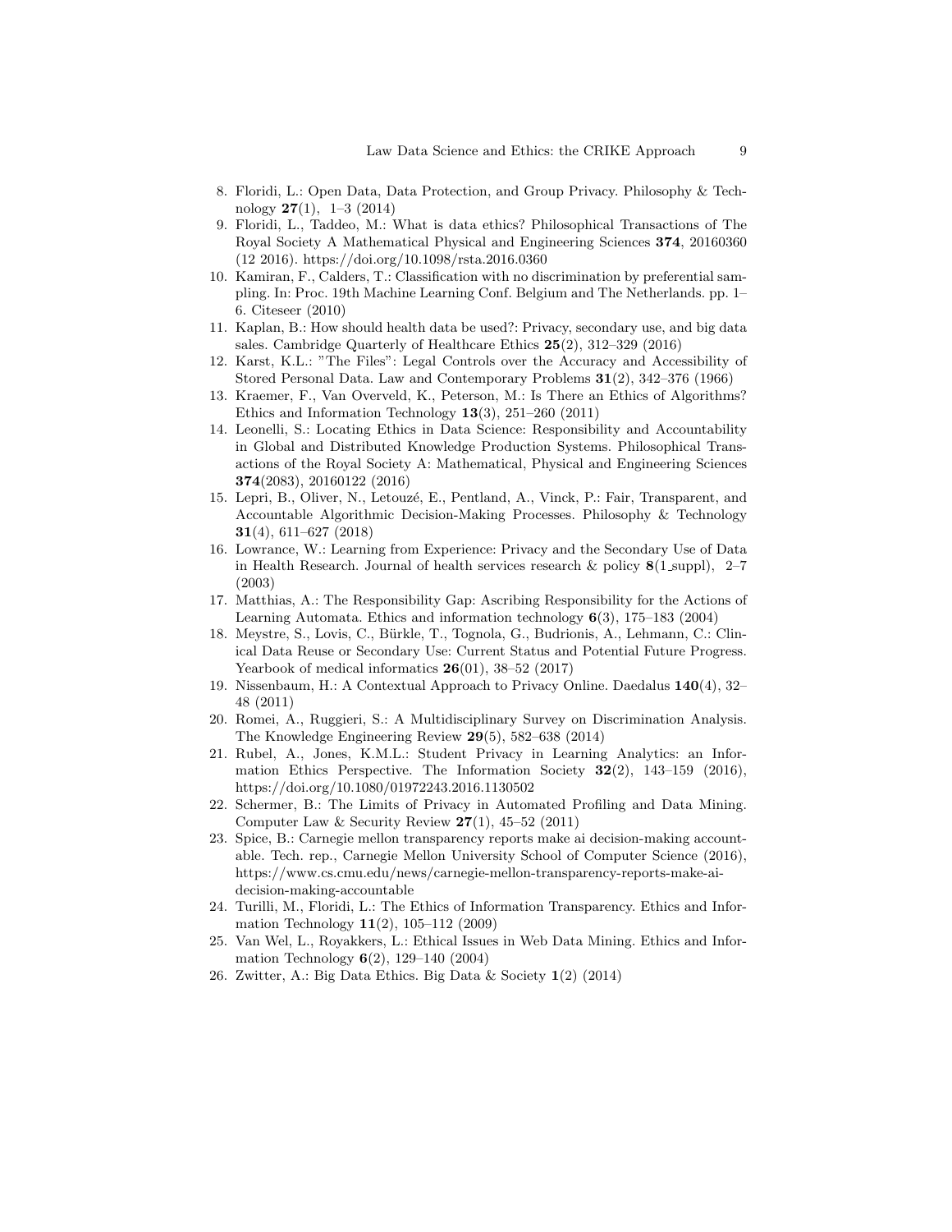8. Floridi, L.: Open Data, Data Protection, and Group Privacy. Philosophy & Technology **27**(1), 1–3 (2014)
9. Floridi, L., Taddeo, M.: What is data ethics? Philosophical Transactions of The Royal Society A Mathematical Physical and Engineering Sciences **374**, 20160360 (12 2016). https://doi.org/10.1098/rsta.2016.0360
10. Kamiran, F., Calders, T.: Classification with no discrimination by preferential sampling. In: Proc. 19th Machine Learning Conf. Belgium and The Netherlands. pp. 1–6. Citeseer (2010)
11. Kaplan, B.: How should health data be used?: Privacy, secondary use, and big data sales. Cambridge Quarterly of Healthcare Ethics **25**(2), 312–329 (2016)
12. Karst, K.L.: "The Files": Legal Controls over the Accuracy and Accessibility of Stored Personal Data. Law and Contemporary Problems **31**(2), 342–376 (1966)
13. Kraemer, F., Van Overveld, K., Peterson, M.: Is There an Ethics of Algorithms? Ethics and Information Technology **13**(3), 251–260 (2011)
14. Leonelli, S.: Locating Ethics in Data Science: Responsibility and Accountability in Global and Distributed Knowledge Production Systems. Philosophical Transactions of the Royal Society A: Mathematical, Physical and Engineering Sciences **374**(2083), 20160122 (2016)
15. Lepri, B., Oliver, N., Letouzé, E., Pentland, A., Vinck, P.: Fair, Transparent, and Accountable Algorithmic Decision-Making Processes. Philosophy & Technology **31**(4), 611–627 (2018)
16. Lowrance, W.: Learning from Experience: Privacy and the Secondary Use of Data in Health Research. Journal of health services research & policy **8**(1_suppl), 2–7 (2003)
17. Matthias, A.: The Responsibility Gap: Ascribing Responsibility for the Actions of Learning Automata. Ethics and information technology **6**(3), 175–183 (2004)
18. Meystre, S., Lovis, C., Bürkle, T., Tognola, G., Budrionis, A., Lehmann, C.: Clinical Data Reuse or Secondary Use: Current Status and Potential Future Progress. Yearbook of medical informatics **26**(01), 38–52 (2017)
19. Nissenbaum, H.: A Contextual Approach to Privacy Online. Daedalus **140**(4), 32–48 (2011)
20. Romei, A., Ruggieri, S.: A Multidisciplinary Survey on Discrimination Analysis. The Knowledge Engineering Review **29**(5), 582–638 (2014)
21. Rubel, A., Jones, K.M.L.: Student Privacy in Learning Analytics: an Information Ethics Perspective. The Information Society **32**(2), 143–159 (2016), https://doi.org/10.1080/01972243.2016.1130502
22. Schermer, B.: The Limits of Privacy in Automated Profiling and Data Mining. Computer Law & Security Review **27**(1), 45–52 (2011)
23. Spice, B.: Carnegie mellon transparency reports make ai decision-making accountable. Tech. rep., Carnegie Mellon University School of Computer Science (2016), https://www.cs.cmu.edu/news/carnegie-mellon-transparency-reports-make-ai-decision-making-accountable
24. Turilli, M., Floridi, L.: The Ethics of Information Transparency. Ethics and Information Technology **11**(2), 105–112 (2009)
25. Van Wel, L., Royakkers, L.: Ethical Issues in Web Data Mining. Ethics and Information Technology **6**(2), 129–140 (2004)
26. Zwitter, A.: Big Data Ethics. Big Data & Society **1**(2) (2014)